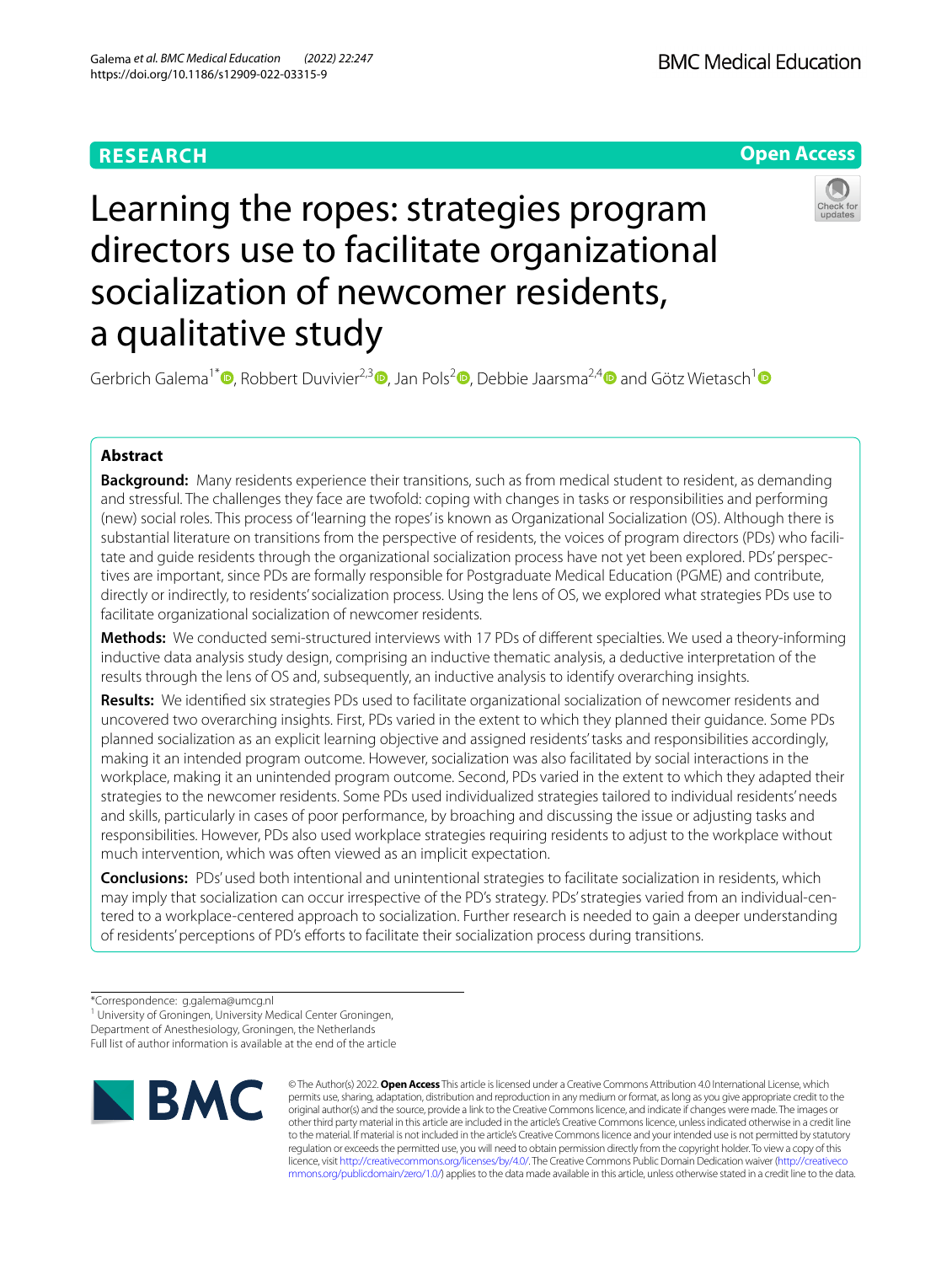RESEARCH

Open Access

# Learning the ropes: strategies program directors use to facilitate organizational socialization of newcomer residents, a qualitative study

Gerbrich Galema[1*], Robbert Duvivier[2,3], Jan Pols[2], Debbie Jaarsma[2,4] and Götz Wietasch[1]

## Abstract

**Background:** Many residents experience their transitions, such as from medical student to resident, as demanding and stressful. The challenges they face are twofold: coping with changes in tasks or responsibilities and performing (new) social roles. This process of 'learning the ropes' is known as Organizational Socialization (OS). Although there is substantial literature on transitions from the perspective of residents, the voices of program directors (PDs) who facilitate and guide residents through the organizational socialization process have not yet been explored. PDs' perspectives are important, since PDs are formally responsible for Postgraduate Medical Education (PGME) and contribute, directly or indirectly, to residents' socialization process. Using the lens of OS, we explored what strategies PDs use to facilitate organizational socialization of newcomer residents.

**Methods:** We conducted semi-structured interviews with 17 PDs of different specialties. We used a theory-informing inductive data analysis study design, comprising an inductive thematic analysis, a deductive interpretation of the results through the lens of OS and, subsequently, an inductive analysis to identify overarching insights.

**Results:** We identified six strategies PDs used to facilitate organizational socialization of newcomer residents and uncovered two overarching insights. First, PDs varied in the extent to which they planned their guidance. Some PDs planned socialization as an explicit learning objective and assigned residents' tasks and responsibilities accordingly, making it an intended program outcome. However, socialization was also facilitated by social interactions in the workplace, making it an unintended program outcome. Second, PDs varied in the extent to which they adapted their strategies to the newcomer residents. Some PDs used individualized strategies tailored to individual residents' needs and skills, particularly in cases of poor performance, by broaching and discussing the issue or adjusting tasks and responsibilities. However, PDs also used workplace strategies requiring residents to adjust to the workplace without much intervention, which was often viewed as an implicit expectation.

**Conclusions:** PDs' used both intentional and unintentional strategies to facilitate socialization in residents, which may imply that socialization can occur irrespective of the PD's strategy. PDs' strategies varied from an individual-centered to a workplace-centered approach to socialization. Further research is needed to gain a deeper understanding of residents' perceptions of PD's efforts to facilitate their socialization process during transitions.

*Correspondence: g.galema@umcg.nl

[1] University of Groningen, University Medical Center Groningen, Department of Anesthesiology, Groningen, the Netherlands

Full list of author information is available at the end of the article

© The Author(s) 2022. **Open Access** This article is licensed under a Creative Commons Attribution 4.0 International License, which permits use, sharing, adaptation, distribution and reproduction in any medium or format, as long as you give appropriate credit to the original author(s) and the source, provide a link to the Creative Commons licence, and indicate if changes were made. The images or other third party material in this article are included in the article's Creative Commons licence, unless indicated otherwise in a credit line to the material. If material is not included in the article's Creative Commons licence and your intended use is not permitted by statutory regulation or exceeds the permitted use, you will need to obtain permission directly from the copyright holder. To view a copy of this licence, visit http://creativecommons.org/licenses/by/4.0/. The Creative Commons Public Domain Dedication waiver (http://creativecommons.org/publicdomain/zero/1.0/) applies to the data made available in this article, unless otherwise stated in a credit line to the data.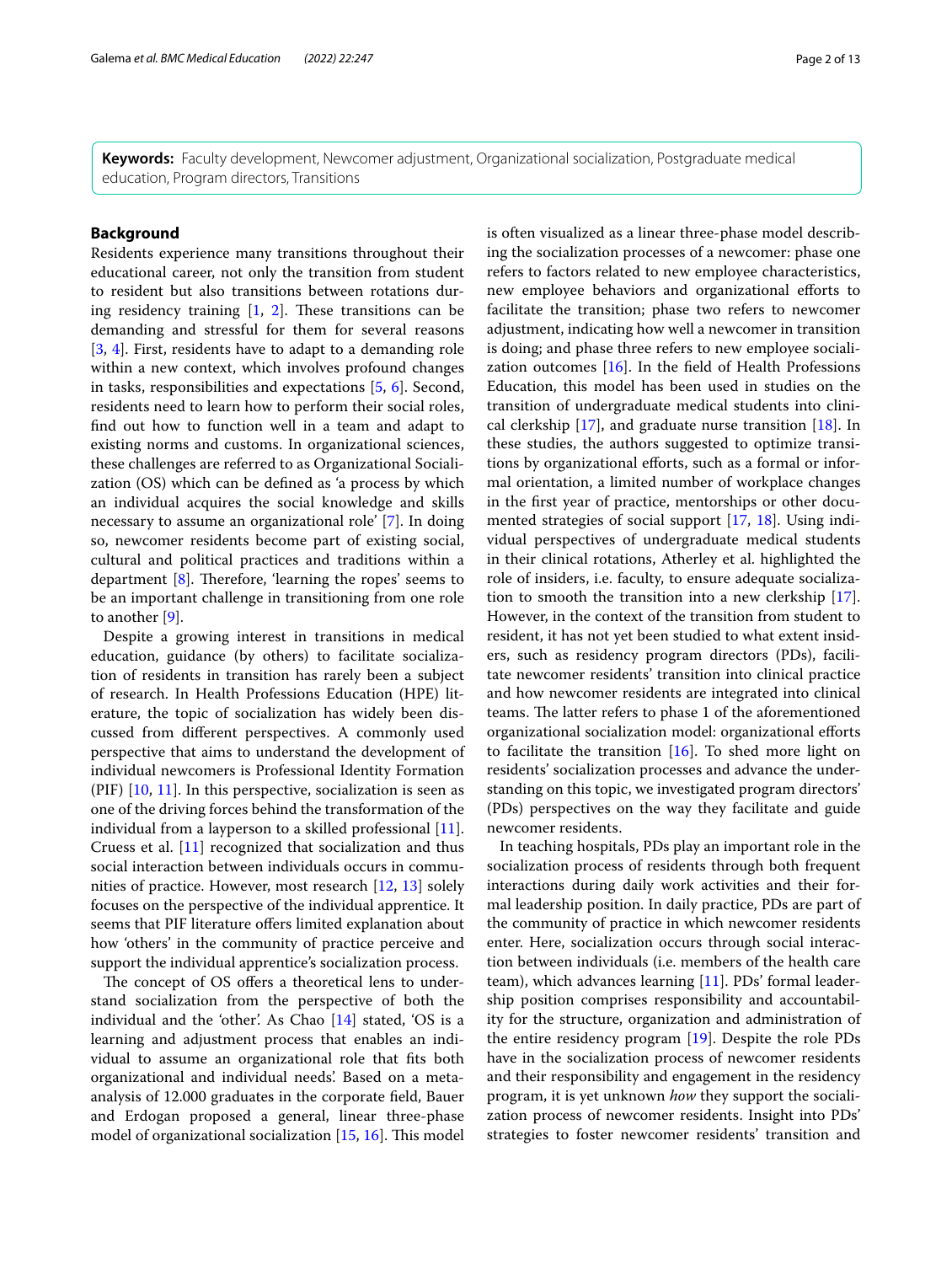**Keywords:** Faculty development, Newcomer adjustment, Organizational socialization, Postgraduate medical education, Program directors, Transitions

## Background

Residents experience many transitions throughout their educational career, not only the transition from student to resident but also transitions between rotations during residency training [1, 2]. These transitions can be demanding and stressful for them for several reasons [3, 4]. First, residents have to adapt to a demanding role within a new context, which involves profound changes in tasks, responsibilities and expectations [5, 6]. Second, residents need to learn how to perform their social roles, find out how to function well in a team and adapt to existing norms and customs. In organizational sciences, these challenges are referred to as Organizational Socialization (OS) which can be defined as 'a process by which an individual acquires the social knowledge and skills necessary to assume an organizational role' [7]. In doing so, newcomer residents become part of existing social, cultural and political practices and traditions within a department [8]. Therefore, 'learning the ropes' seems to be an important challenge in transitioning from one role to another [9].

Despite a growing interest in transitions in medical education, guidance (by others) to facilitate socialization of residents in transition has rarely been a subject of research. In Health Professions Education (HPE) literature, the topic of socialization has widely been discussed from different perspectives. A commonly used perspective that aims to understand the development of individual newcomers is Professional Identity Formation (PIF) [10, 11]. In this perspective, socialization is seen as one of the driving forces behind the transformation of the individual from a layperson to a skilled professional [11]. Cruess et al. [11] recognized that socialization and thus social interaction between individuals occurs in communities of practice. However, most research [12, 13] solely focuses on the perspective of the individual apprentice. It seems that PIF literature offers limited explanation about how 'others' in the community of practice perceive and support the individual apprentice's socialization process.

The concept of OS offers a theoretical lens to understand socialization from the perspective of both the individual and the 'other'. As Chao [14] stated, 'OS is a learning and adjustment process that enables an individual to assume an organizational role that fits both organizational and individual needs'. Based on a meta-analysis of 12.000 graduates in the corporate field, Bauer and Erdogan proposed a general, linear three-phase model of organizational socialization [15, 16]. This model is often visualized as a linear three-phase model describing the socialization processes of a newcomer: phase one refers to factors related to new employee characteristics, new employee behaviors and organizational efforts to facilitate the transition; phase two refers to newcomer adjustment, indicating how well a newcomer in transition is doing; and phase three refers to new employee socialization outcomes [16]. In the field of Health Professions Education, this model has been used in studies on the transition of undergraduate medical students into clinical clerkship [17], and graduate nurse transition [18]. In these studies, the authors suggested to optimize transitions by organizational efforts, such as a formal or informal orientation, a limited number of workplace changes in the first year of practice, mentorships or other documented strategies of social support [17, 18]. Using individual perspectives of undergraduate medical students in their clinical rotations, Atherley et al. highlighted the role of insiders, i.e. faculty, to ensure adequate socialization to smooth the transition into a new clerkship [17]. However, in the context of the transition from student to resident, it has not yet been studied to what extent insiders, such as residency program directors (PDs), facilitate newcomer residents' transition into clinical practice and how newcomer residents are integrated into clinical teams. The latter refers to phase 1 of the aforementioned organizational socialization model: organizational efforts to facilitate the transition [16]. To shed more light on residents' socialization processes and advance the understanding on this topic, we investigated program directors' (PDs) perspectives on the way they facilitate and guide newcomer residents.

In teaching hospitals, PDs play an important role in the socialization process of residents through both frequent interactions during daily work activities and their formal leadership position. In daily practice, PDs are part of the community of practice in which newcomer residents enter. Here, socialization occurs through social interaction between individuals (i.e. members of the health care team), which advances learning [11]. PDs' formal leadership position comprises responsibility and accountability for the structure, organization and administration of the entire residency program [19]. Despite the role PDs have in the socialization process of newcomer residents and their responsibility and engagement in the residency program, it is yet unknown *how* they support the socialization process of newcomer residents. Insight into PDs' strategies to foster newcomer residents' transition and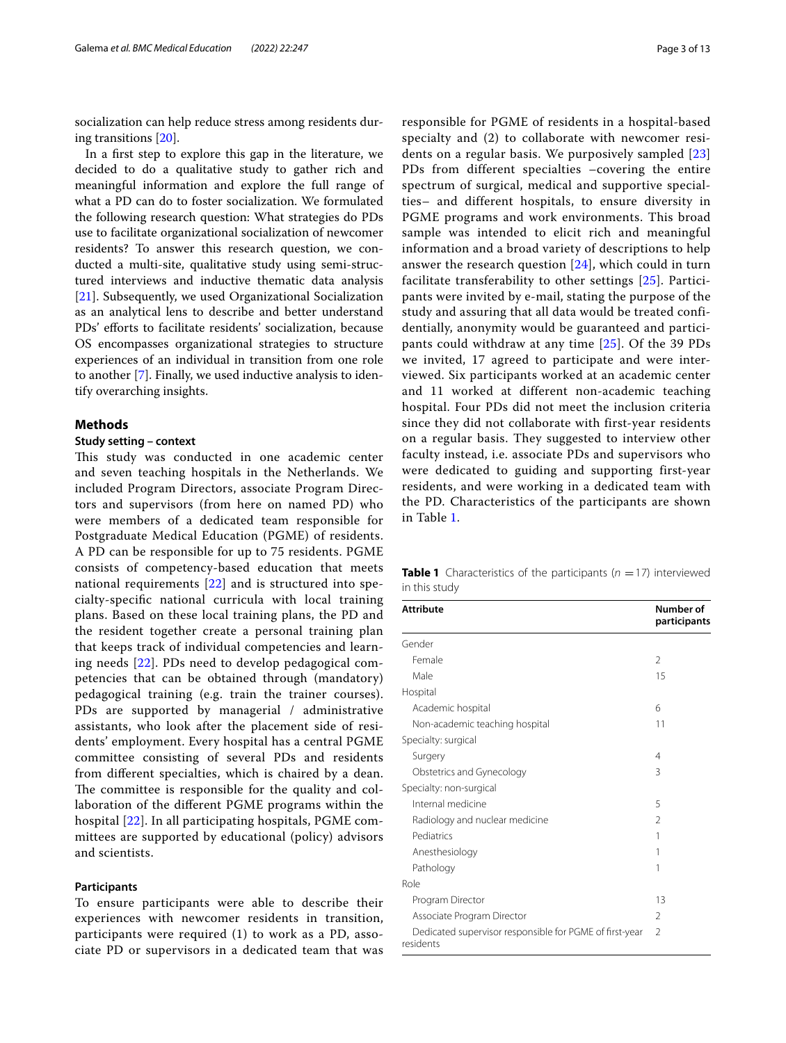socialization can help reduce stress among residents during transitions [20].

In a first step to explore this gap in the literature, we decided to do a qualitative study to gather rich and meaningful information and explore the full range of what a PD can do to foster socialization. We formulated the following research question: What strategies do PDs use to facilitate organizational socialization of newcomer residents? To answer this research question, we conducted a multi-site, qualitative study using semi-structured interviews and inductive thematic data analysis [21]. Subsequently, we used Organizational Socialization as an analytical lens to describe and better understand PDs' efforts to facilitate residents' socialization, because OS encompasses organizational strategies to structure experiences of an individual in transition from one role to another [7]. Finally, we used inductive analysis to identify overarching insights.

## Methods

### Study setting – context

This study was conducted in one academic center and seven teaching hospitals in the Netherlands. We included Program Directors, associate Program Directors and supervisors (from here on named PD) who were members of a dedicated team responsible for Postgraduate Medical Education (PGME) of residents. A PD can be responsible for up to 75 residents. PGME consists of competency-based education that meets national requirements [22] and is structured into specialty-specific national curricula with local training plans. Based on these local training plans, the PD and the resident together create a personal training plan that keeps track of individual competencies and learning needs [22]. PDs need to develop pedagogical competencies that can be obtained through (mandatory) pedagogical training (e.g. train the trainer courses). PDs are supported by managerial / administrative assistants, who look after the placement side of residents' employment. Every hospital has a central PGME committee consisting of several PDs and residents from different specialties, which is chaired by a dean. The committee is responsible for the quality and collaboration of the different PGME programs within the hospital [22]. In all participating hospitals, PGME committees are supported by educational (policy) advisors and scientists.

### Participants

To ensure participants were able to describe their experiences with newcomer residents in transition, participants were required (1) to work as a PD, associate PD or supervisors in a dedicated team that was responsible for PGME of residents in a hospital-based specialty and (2) to collaborate with newcomer residents on a regular basis. We purposively sampled [23] PDs from different specialties –covering the entire spectrum of surgical, medical and supportive specialties– and different hospitals, to ensure diversity in PGME programs and work environments. This broad sample was intended to elicit rich and meaningful information and a broad variety of descriptions to help answer the research question [24], which could in turn facilitate transferability to other settings [25]. Participants were invited by e-mail, stating the purpose of the study and assuring that all data would be treated confidentially, anonymity would be guaranteed and participants could withdraw at any time [25]. Of the 39 PDs we invited, 17 agreed to participate and were interviewed. Six participants worked at an academic center and 11 worked at different non-academic teaching hospital. Four PDs did not meet the inclusion criteria since they did not collaborate with first-year residents on a regular basis. They suggested to interview other faculty instead, i.e. associate PDs and supervisors who were dedicated to guiding and supporting first-year residents, and were working in a dedicated team with the PD. Characteristics of the participants are shown in Table 1.

**Table 1** Characteristics of the participants ($n = 17$) interviewed in this study

| Attribute | Number of participants |
|---|---|
| Gender | |
| Female | 2 |
| Male | 15 |
| Hospital | |
| Academic hospital | 6 |
| Non-academic teaching hospital | 11 |
| Specialty: surgical | |
| Surgery | 4 |
| Obstetrics and Gynecology | 3 |
| Specialty: non-surgical | |
| Internal medicine | 5 |
| Radiology and nuclear medicine | 2 |
| Pediatrics | 1 |
| Anesthesiology | 1 |
| Pathology | 1 |
| Role | |
| Program Director | 13 |
| Associate Program Director | 2 |
| Dedicated supervisor responsible for PGME of first-year residents | 2 |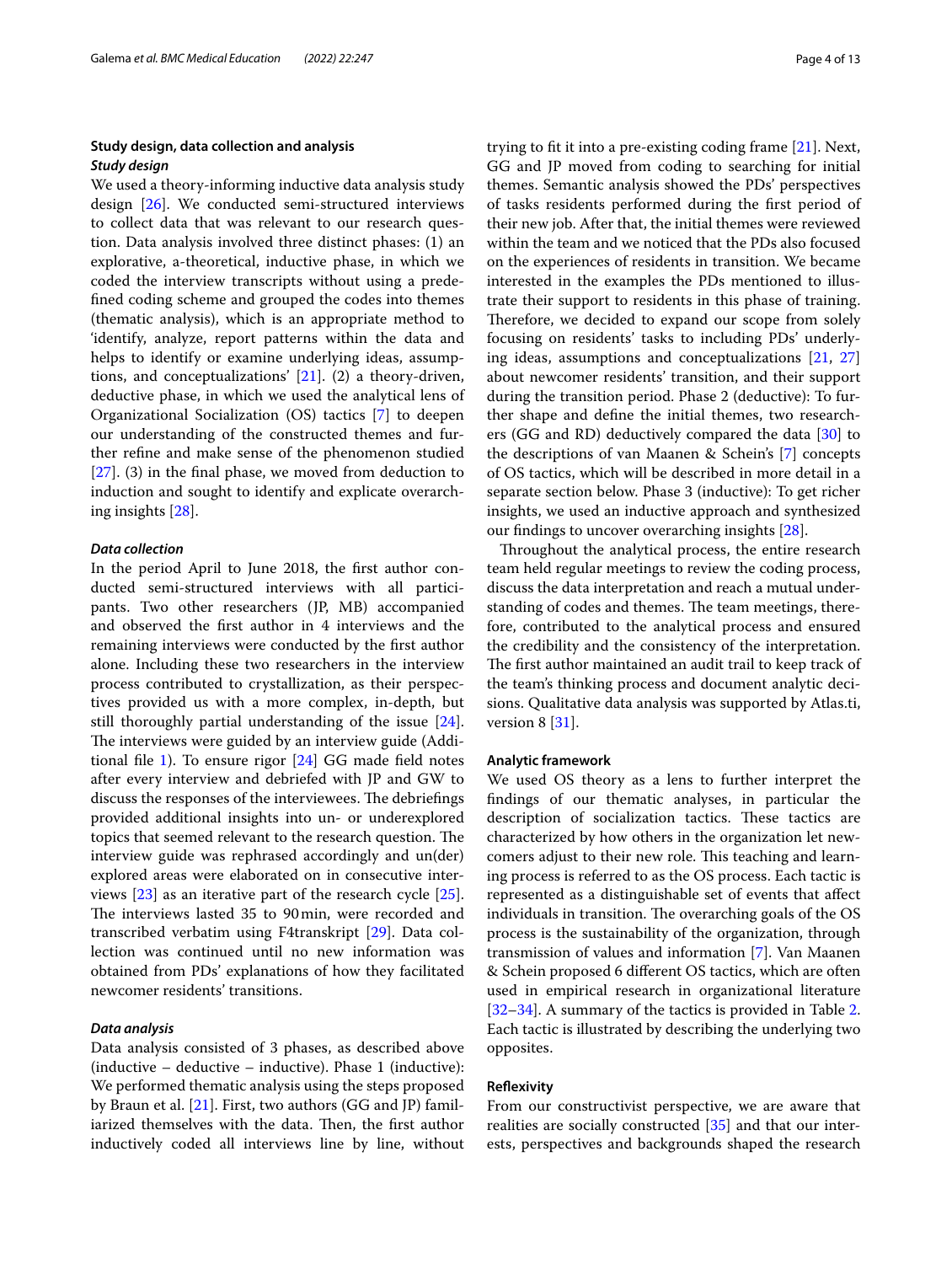## Study design, data collection and analysis

### *Study design*

We used a theory-informing inductive data analysis study design [26]. We conducted semi-structured interviews to collect data that was relevant to our research question. Data analysis involved three distinct phases: (1) an explorative, a-theoretical, inductive phase, in which we coded the interview transcripts without using a predefined coding scheme and grouped the codes into themes (thematic analysis), which is an appropriate method to 'identify, analyze, report patterns within the data and helps to identify or examine underlying ideas, assumptions, and conceptualizations' [21]. (2) a theory-driven, deductive phase, in which we used the analytical lens of Organizational Socialization (OS) tactics [7] to deepen our understanding of the constructed themes and further refine and make sense of the phenomenon studied [27]. (3) in the final phase, we moved from deduction to induction and sought to identify and explicate overarching insights [28].

### *Data collection*

In the period April to June 2018, the first author conducted semi-structured interviews with all participants. Two other researchers (JP, MB) accompanied and observed the first author in 4 interviews and the remaining interviews were conducted by the first author alone. Including these two researchers in the interview process contributed to crystallization, as their perspectives provided us with a more complex, in-depth, but still thoroughly partial understanding of the issue [24]. The interviews were guided by an interview guide (Additional file 1). To ensure rigor [24] GG made field notes after every interview and debriefed with JP and GW to discuss the responses of the interviewees. The debriefings provided additional insights into un- or underexplored topics that seemed relevant to the research question. The interview guide was rephrased accordingly and un(der) explored areas were elaborated on in consecutive interviews [23] as an iterative part of the research cycle [25]. The interviews lasted 35 to 90 min, were recorded and transcribed verbatim using F4transkript [29]. Data collection was continued until no new information was obtained from PDs' explanations of how they facilitated newcomer residents' transitions.

### *Data analysis*

Data analysis consisted of 3 phases, as described above (inductive – deductive – inductive). Phase 1 (inductive): We performed thematic analysis using the steps proposed by Braun et al. [21]. First, two authors (GG and JP) familiarized themselves with the data. Then, the first author inductively coded all interviews line by line, without trying to fit it into a pre-existing coding frame [21]. Next, GG and JP moved from coding to searching for initial themes. Semantic analysis showed the PDs' perspectives of tasks residents performed during the first period of their new job. After that, the initial themes were reviewed within the team and we noticed that the PDs also focused on the experiences of residents in transition. We became interested in the examples the PDs mentioned to illustrate their support to residents in this phase of training. Therefore, we decided to expand our scope from solely focusing on residents' tasks to including PDs' underlying ideas, assumptions and conceptualizations [21, 27] about newcomer residents' transition, and their support during the transition period. Phase 2 (deductive): To further shape and define the initial themes, two researchers (GG and RD) deductively compared the data [30] to the descriptions of van Maanen & Schein's [7] concepts of OS tactics, which will be described in more detail in a separate section below. Phase 3 (inductive): To get richer insights, we used an inductive approach and synthesized our findings to uncover overarching insights [28].

Throughout the analytical process, the entire research team held regular meetings to review the coding process, discuss the data interpretation and reach a mutual understanding of codes and themes. The team meetings, therefore, contributed to the analytical process and ensured the credibility and the consistency of the interpretation. The first author maintained an audit trail to keep track of the team's thinking process and document analytic decisions. Qualitative data analysis was supported by Atlas.ti, version 8 [31].

## Analytic framework

We used OS theory as a lens to further interpret the findings of our thematic analyses, in particular the description of socialization tactics. These tactics are characterized by how others in the organization let newcomers adjust to their new role. This teaching and learning process is referred to as the OS process. Each tactic is represented as a distinguishable set of events that affect individuals in transition. The overarching goals of the OS process is the sustainability of the organization, through transmission of values and information [7]. Van Maanen & Schein proposed 6 different OS tactics, which are often used in empirical research in organizational literature [32–34]. A summary of the tactics is provided in Table 2. Each tactic is illustrated by describing the underlying two opposites.

## Reflexivity

From our constructivist perspective, we are aware that realities are socially constructed [35] and that our interests, perspectives and backgrounds shaped the research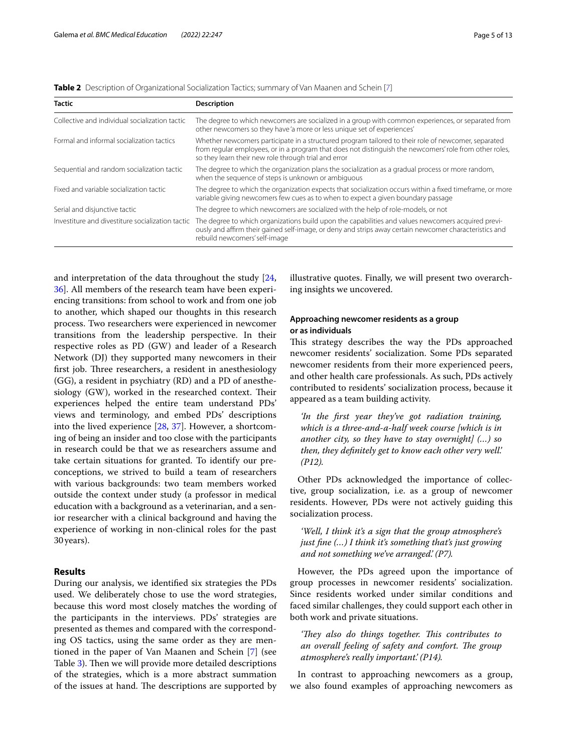**Table 2** Description of Organizational Socialization Tactics; summary of Van Maanen and Schein [7]

| Tactic | Description |
| --- | --- |
| Collective and individual socialization tactic | The degree to which newcomers are socialized in a group with common experiences, or separated from other newcomers so they have 'a more or less unique set of experiences' |
| Formal and informal socialization tactics | Whether newcomers participate in a structured program tailored to their role of newcomer, separated from regular employees, or in a program that does not distinguish the newcomers' role from other roles, so they learn their new role through trial and error |
| Sequential and random socialization tactic | The degree to which the organization plans the socialization as a gradual process or more random, when the sequence of steps is unknown or ambiguous |
| Fixed and variable socialization tactic | The degree to which the organization expects that socialization occurs within a fixed timeframe, or more variable giving newcomers few cues as to when to expect a given boundary passage |
| Serial and disjunctive tactic | The degree to which newcomers are socialized with the help of role-models, or not |
| Investiture and divestiture socialization tactic | The degree to which organizations build upon the capabilities and values newcomers acquired previously and affirm their gained self-image, or deny and strips away certain newcomer characteristics and rebuild newcomers' self-image |

and interpretation of the data throughout the study [24, 36]. All members of the research team have been experiencing transitions: from school to work and from one job to another, which shaped our thoughts in this research process. Two researchers were experienced in newcomer transitions from the leadership perspective. In their respective roles as PD (GW) and leader of a Research Network (DJ) they supported many newcomers in their first job. Three researchers, a resident in anesthesiology (GG), a resident in psychiatry (RD) and a PD of anesthesiology (GW), worked in the researched context. Their experiences helped the entire team understand PDs' views and terminology, and embed PDs' descriptions into the lived experience [28, 37]. However, a shortcoming of being an insider and too close with the participants in research could be that we as researchers assume and take certain situations for granted. To identify our preconceptions, we strived to build a team of researchers with various backgrounds: two team members worked outside the context under study (a professor in medical education with a background as a veterinarian, and a senior researcher with a clinical background and having the experience of working in non-clinical roles for the past 30 years).

## Results

During our analysis, we identified six strategies the PDs used. We deliberately chose to use the word strategies, because this word most closely matches the wording of the participants in the interviews. PDs' strategies are presented as themes and compared with the corresponding OS tactics, using the same order as they are mentioned in the paper of Van Maanen and Schein [7] (see Table 3). Then we will provide more detailed descriptions of the strategies, which is a more abstract summation of the issues at hand. The descriptions are supported by illustrative quotes. Finally, we will present two overarching insights we uncovered.

### Approaching newcomer residents as a group or as individuals

This strategy describes the way the PDs approached newcomer residents' socialization. Some PDs separated newcomer residents from their more experienced peers, and other health care professionals. As such, PDs actively contributed to residents' socialization process, because it appeared as a team building activity.

> *'In the first year they've got radiation training, which is a three-and-a-half week course [which is in another city, so they have to stay overnight] (...) so then, they definitely get to know each other very well.' (P12).*

Other PDs acknowledged the importance of collective, group socialization, i.e. as a group of newcomer residents. However, PDs were not actively guiding this socialization process.

> *'Well, I think it's a sign that the group atmosphere's just fine (...) I think it's something that's just growing and not something we've arranged.' (P7).*

However, the PDs agreed upon the importance of group processes in newcomer residents' socialization. Since residents worked under similar conditions and faced similar challenges, they could support each other in both work and private situations.

> *'They also do things together. This contributes to an overall feeling of safety and comfort. The group atmosphere's really important.' (P14).*

In contrast to approaching newcomers as a group, we also found examples of approaching newcomers as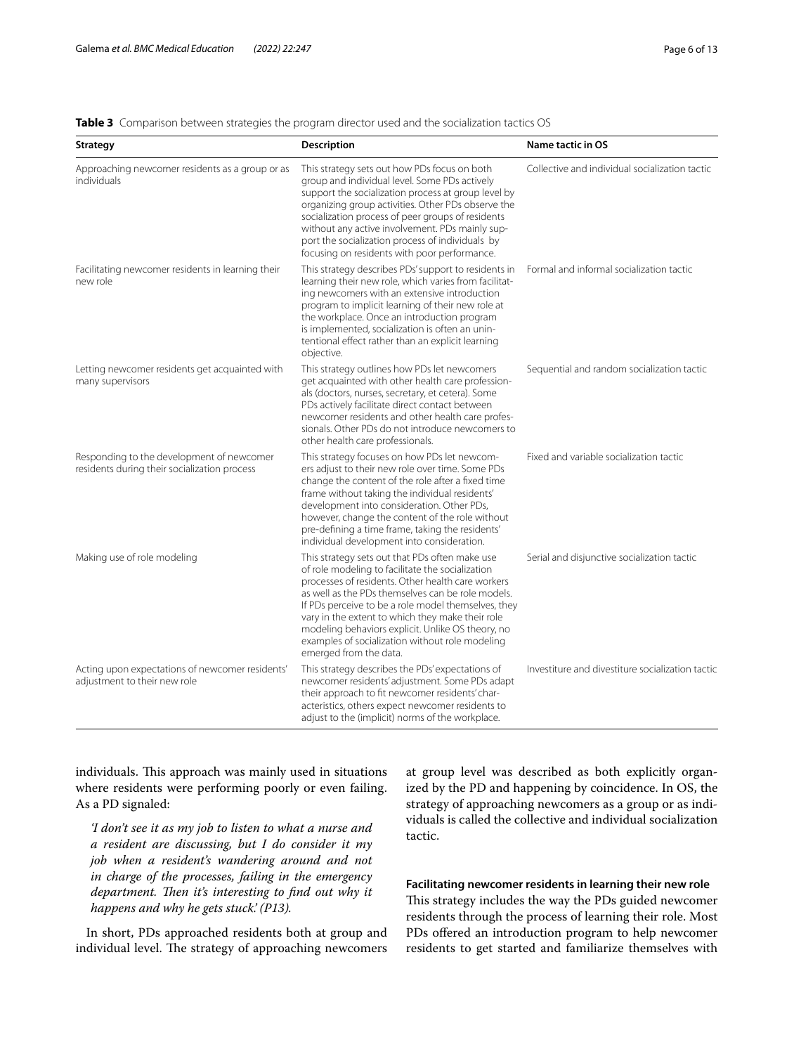**Table 3** Comparison between strategies the program director used and the socialization tactics OS

| Strategy | Description | Name tactic in OS |
|---|---|---|
| Approaching newcomer residents as a group or as individuals | This strategy sets out how PDs focus on both group and individual level. Some PDs actively support the socialization process at group level by organizing group activities. Other PDs observe the socialization process of peer groups of residents without any active involvement. PDs mainly support the socialization process of individuals by focusing on residents with poor performance. | Collective and individual socialization tactic |
| Facilitating newcomer residents in learning their new role | This strategy describes PDs' support to residents in learning their new role, which varies from facilitating newcomers with an extensive introduction program to implicit learning of their new role at the workplace. Once an introduction program is implemented, socialization is often an unintentional effect rather than an explicit learning objective. | Formal and informal socialization tactic |
| Letting newcomer residents get acquainted with many supervisors | This strategy outlines how PDs let newcomers get acquainted with other health care professionals (doctors, nurses, secretary, et cetera). Some PDs actively facilitate direct contact between newcomer residents and other health care professionals. Other PDs do not introduce newcomers to other health care professionals. | Sequential and random socialization tactic |
| Responding to the development of newcomer residents during their socialization process | This strategy focuses on how PDs let newcomers adjust to their new role over time. Some PDs change the content of the role after a fixed time frame without taking the individual residents' development into consideration. Other PDs, however, change the content of the role without pre-defining a time frame, taking the residents' individual development into consideration. | Fixed and variable socialization tactic |
| Making use of role modeling | This strategy sets out that PDs often make use of role modeling to facilitate the socialization processes of residents. Other health care workers as well as the PDs themselves can be role models. If PDs perceive to be a role model themselves, they vary in the extent to which they make their role modeling behaviors explicit. Unlike OS theory, no examples of socialization without role modeling emerged from the data. | Serial and disjunctive socialization tactic |
| Acting upon expectations of newcomer residents' adjustment to their new role | This strategy describes the PDs' expectations of newcomer residents' adjustment. Some PDs adapt their approach to fit newcomer residents' characteristics, others expect newcomer residents to adjust to the (implicit) norms of the workplace. | Investiture and divestiture socialization tactic |

individuals. This approach was mainly used in situations where residents were performing poorly or even failing. As a PD signaled:

> *'I don't see it as my job to listen to what a nurse and a resident are discussing, but I do consider it my job when a resident's wandering around and not in charge of the processes, failing in the emergency department. Then it's interesting to find out why it happens and why he gets stuck.' (P13).*

In short, PDs approached residents both at group and individual level. The strategy of approaching newcomers at group level was described as both explicitly organized by the PD and happening by coincidence. In OS, the strategy of approaching newcomers as a group or as individuals is called the collective and individual socialization tactic.

#### Facilitating newcomer residents in learning their new role

This strategy includes the way the PDs guided newcomer residents through the process of learning their role. Most PDs offered an introduction program to help newcomer residents to get started and familiarize themselves with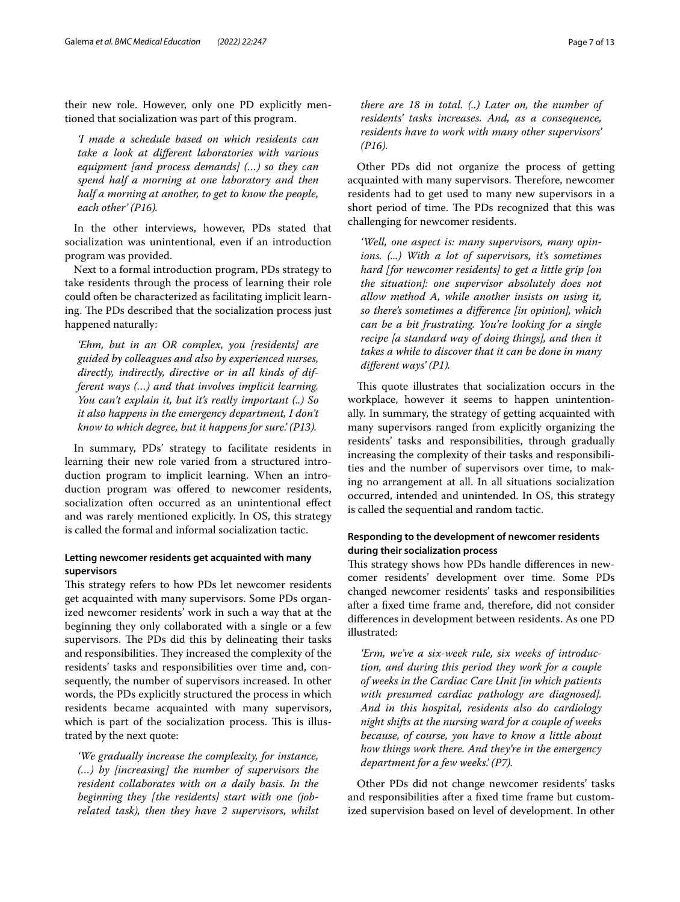their new role. However, only one PD explicitly mentioned that socialization was part of this program.

> *'I made a schedule based on which residents can take a look at different laboratories with various equipment [and process demands] (…) so they can spend half a morning at one laboratory and then half a morning at another, to get to know the people, each other' (P16).*

In the other interviews, however, PDs stated that socialization was unintentional, even if an introduction program was provided.

Next to a formal introduction program, PDs strategy to take residents through the process of learning their role could often be characterized as facilitating implicit learning. The PDs described that the socialization process just happened naturally:

> *'Ehm, but in an OR complex, you [residents] are guided by colleagues and also by experienced nurses, directly, indirectly, directive or in all kinds of different ways (…) and that involves implicit learning. You can't explain it, but it's really important (..) So it also happens in the emergency department, I don't know to which degree, but it happens for sure.' (P13).*

In summary, PDs' strategy to facilitate residents in learning their new role varied from a structured introduction program to implicit learning. When an introduction program was offered to newcomer residents, socialization often occurred as an unintentional effect and was rarely mentioned explicitly. In OS, this strategy is called the formal and informal socialization tactic.

#### Letting newcomer residents get acquainted with many supervisors

This strategy refers to how PDs let newcomer residents get acquainted with many supervisors. Some PDs organized newcomer residents' work in such a way that at the beginning they only collaborated with a single or a few supervisors. The PDs did this by delineating their tasks and responsibilities. They increased the complexity of the residents' tasks and responsibilities over time and, consequently, the number of supervisors increased. In other words, the PDs explicitly structured the process in which residents became acquainted with many supervisors, which is part of the socialization process. This is illustrated by the next quote:

> *'We gradually increase the complexity, for instance, (…) by [increasing] the number of supervisors the resident collaborates with on a daily basis. In the beginning they [the residents] start with one (job-related task), then they have 2 supervisors, whilst there are 18 in total. (..) Later on, the number of residents' tasks increases. And, as a consequence, residents have to work with many other supervisors' (P16).*

Other PDs did not organize the process of getting acquainted with many supervisors. Therefore, newcomer residents had to get used to many new supervisors in a short period of time. The PDs recognized that this was challenging for newcomer residents.

> *'Well, one aspect is: many supervisors, many opinions. (...) With a lot of supervisors, it's sometimes hard [for newcomer residents] to get a little grip [on the situation]: one supervisor absolutely does not allow method A, while another insists on using it, so there's sometimes a difference [in opinion], which can be a bit frustrating. You're looking for a single recipe [a standard way of doing things], and then it takes a while to discover that it can be done in many different ways' (P1).*

This quote illustrates that socialization occurs in the workplace, however it seems to happen unintentionally. In summary, the strategy of getting acquainted with many supervisors ranged from explicitly organizing the residents' tasks and responsibilities, through gradually increasing the complexity of their tasks and responsibilities and the number of supervisors over time, to making no arrangement at all. In all situations socialization occurred, intended and unintended. In OS, this strategy is called the sequential and random tactic.

#### Responding to the development of newcomer residents during their socialization process

This strategy shows how PDs handle differences in newcomer residents' development over time. Some PDs changed newcomer residents' tasks and responsibilities after a fixed time frame and, therefore, did not consider differences in development between residents. As one PD illustrated:

> *'Erm, we've a six-week rule, six weeks of introduction, and during this period they work for a couple of weeks in the Cardiac Care Unit [in which patients with presumed cardiac pathology are diagnosed]. And in this hospital, residents also do cardiology night shifts at the nursing ward for a couple of weeks because, of course, you have to know a little about how things work there. And they're in the emergency department for a few weeks.' (P7).*

Other PDs did not change newcomer residents' tasks and responsibilities after a fixed time frame but customized supervision based on level of development. In other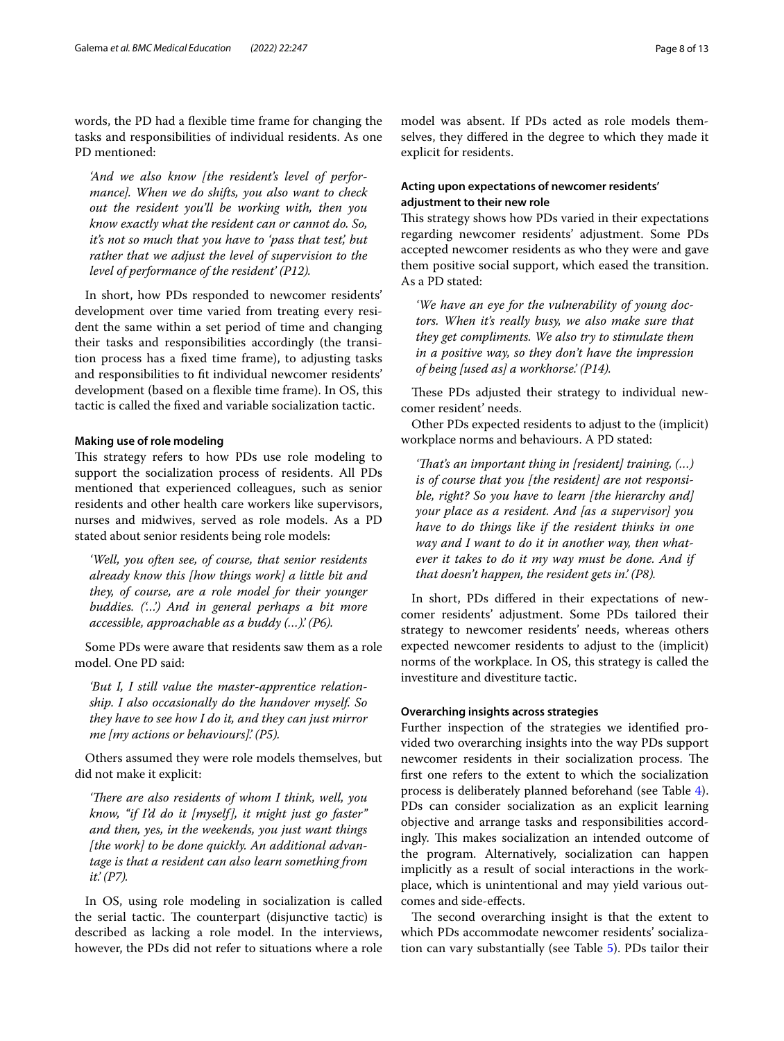words, the PD had a flexible time frame for changing the tasks and responsibilities of individual residents. As one PD mentioned:

> *'And we also know [the resident's level of performance]. When we do shifts, you also want to check out the resident you'll be working with, then you know exactly what the resident can or cannot do. So, it's not so much that you have to 'pass that test,' but rather that we adjust the level of supervision to the level of performance of the resident' (P12).*

In short, how PDs responded to newcomer residents' development over time varied from treating every resident the same within a set period of time and changing their tasks and responsibilities accordingly (the transition process has a fixed time frame), to adjusting tasks and responsibilities to fit individual newcomer residents' development (based on a flexible time frame). In OS, this tactic is called the fixed and variable socialization tactic.

#### Making use of role modeling

This strategy refers to how PDs use role modeling to support the socialization process of residents. All PDs mentioned that experienced colleagues, such as senior residents and other health care workers like supervisors, nurses and midwives, served as role models. As a PD stated about senior residents being role models:

> *'Well, you often see, of course, that senior residents already know this [how things work] a little bit and they, of course, are a role model for their younger buddies. ('...') And in general perhaps a bit more accessible, approachable as a buddy (...)' (P6).*

Some PDs were aware that residents saw them as a role model. One PD said:

> *'But I, I still value the master-apprentice relationship. I also occasionally do the handover myself. So they have to see how I do it, and they can just mirror me [my actions or behaviours].' (P5).*

Others assumed they were role models themselves, but did not make it explicit:

> *'There are also residents of whom I think, well, you know, "if I'd do it [myself], it might just go faster" and then, yes, in the weekends, you just want things [the work] to be done quickly. An additional advantage is that a resident can also learn something from it.' (P7).*

In OS, using role modeling in socialization is called the serial tactic. The counterpart (disjunctive tactic) is described as lacking a role model. In the interviews, however, the PDs did not refer to situations where a role model was absent. If PDs acted as role models themselves, they differed in the degree to which they made it explicit for residents.

#### Acting upon expectations of newcomer residents' adjustment to their new role

This strategy shows how PDs varied in their expectations regarding newcomer residents' adjustment. Some PDs accepted newcomer residents as who they were and gave them positive social support, which eased the transition. As a PD stated:

> *'We have an eye for the vulnerability of young doctors. When it's really busy, we also make sure that they get compliments. We also try to stimulate them in a positive way, so they don't have the impression of being [used as] a workhorse.' (P14).*

These PDs adjusted their strategy to individual newcomer resident' needs.

Other PDs expected residents to adjust to the (implicit) workplace norms and behaviours. A PD stated:

> *'That's an important thing in [resident] training, (...) is of course that you [the resident] are not responsible, right? So you have to learn [the hierarchy and] your place as a resident. And [as a supervisor] you have to do things like if the resident thinks in one way and I want to do it in another way, then whatever it takes to do it my way must be done. And if that doesn't happen, the resident gets in.' (P8).*

In short, PDs differed in their expectations of newcomer residents' adjustment. Some PDs tailored their strategy to newcomer residents' needs, whereas others expected newcomer residents to adjust to the (implicit) norms of the workplace. In OS, this strategy is called the investiture and divestiture tactic.

#### Overarching insights across strategies

Further inspection of the strategies we identified provided two overarching insights into the way PDs support newcomer residents in their socialization process. The first one refers to the extent to which the socialization process is deliberately planned beforehand (see Table 4). PDs can consider socialization as an explicit learning objective and arrange tasks and responsibilities accordingly. This makes socialization an intended outcome of the program. Alternatively, socialization can happen implicitly as a result of social interactions in the workplace, which is unintentional and may yield various outcomes and side-effects.

The second overarching insight is that the extent to which PDs accommodate newcomer residents' socialization can vary substantially (see Table 5). PDs tailor their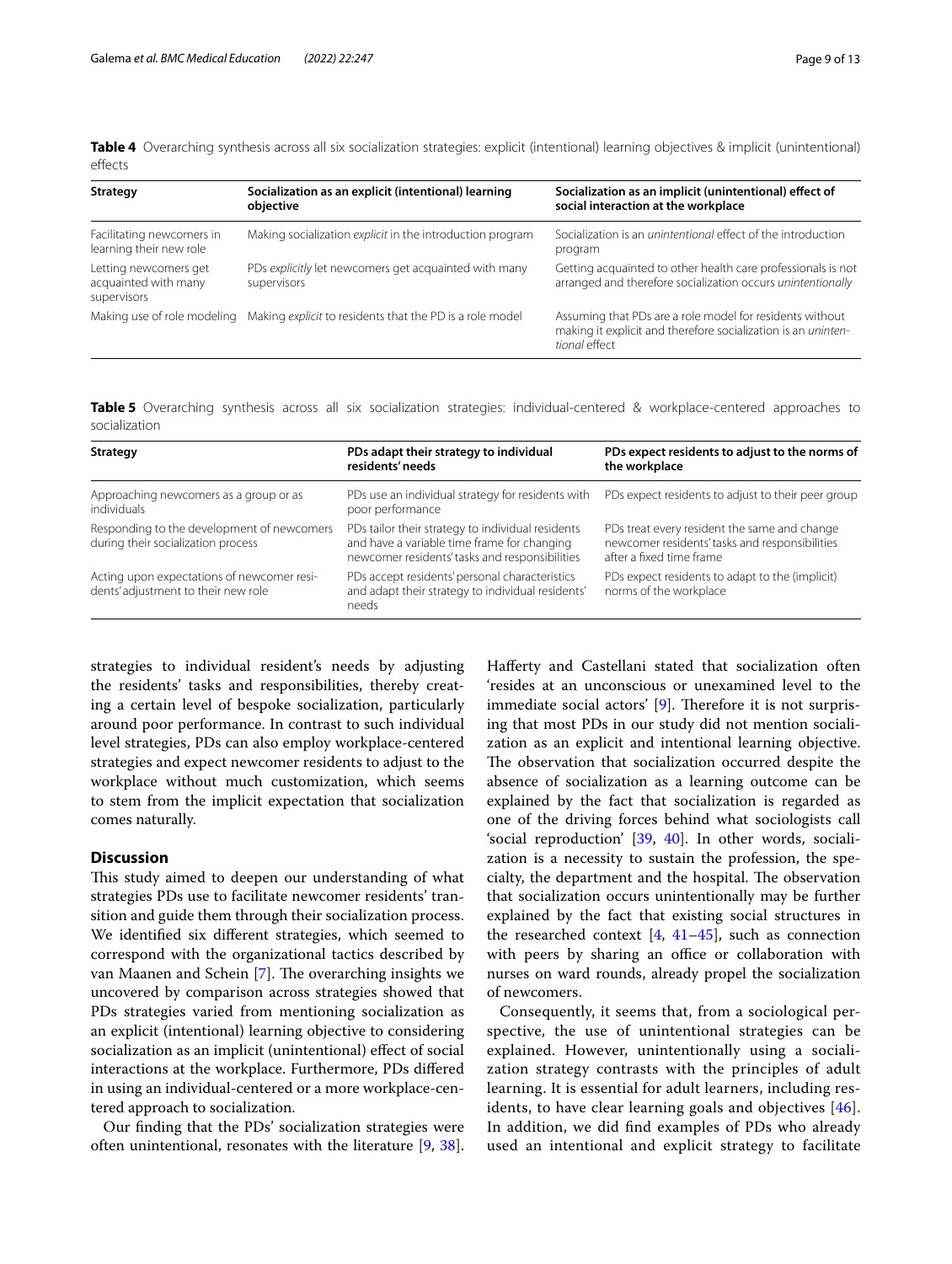**Table 4** Overarching synthesis across all six socialization strategies: explicit (intentional) learning objectives & implicit (unintentional) effects

| Strategy | Socialization as an explicit (intentional) learning objective | Socialization as an implicit (unintentional) effect of social interaction at the workplace |
|---|---|---|
| Facilitating newcomers in learning their new role | Making socialization *explicit* in the introduction program | Socialization is an *unintentional* effect of the introduction program |
| Letting newcomers get acquainted with many supervisors | PDs *explicitly* let newcomers get acquainted with many supervisors | Getting acquainted to other health care professionals is not arranged and therefore socialization occurs *unintentionally* |
| Making use of role modeling | Making *explicit* to residents that the PD is a role model | Assuming that PDs are a role model for residents without making it explicit and therefore socialization is an *unintentional* effect |

**Table 5** Overarching synthesis across all six socialization strategies: individual-centered & workplace-centered approaches to socialization

| Strategy | PDs adapt their strategy to individual residents' needs | PDs expect residents to adjust to the norms of the workplace |
|---|---|---|
| Approaching newcomers as a group or as individuals | PDs use an individual strategy for residents with poor performance | PDs expect residents to adjust to their peer group |
| Responding to the development of newcomers during their socialization process | PDs tailor their strategy to individual residents and have a variable time frame for changing newcomer residents' tasks and responsibilities | PDs treat every resident the same and change newcomer residents' tasks and responsibilities after a fixed time frame |
| Acting upon expectations of newcomer residents' adjustment to their new role | PDs accept residents' personal characteristics and adapt their strategy to individual residents' needs | PDs expect residents to adapt to the (implicit) norms of the workplace |

strategies to individual resident's needs by adjusting the residents' tasks and responsibilities, thereby creating a certain level of bespoke socialization, particularly around poor performance. In contrast to such individual level strategies, PDs can also employ workplace-centered strategies and expect newcomer residents to adjust to the workplace without much customization, which seems to stem from the implicit expectation that socialization comes naturally.

## Discussion

This study aimed to deepen our understanding of what strategies PDs use to facilitate newcomer residents' transition and guide them through their socialization process. We identified six different strategies, which seemed to correspond with the organizational tactics described by van Maanen and Schein [7]. The overarching insights we uncovered by comparison across strategies showed that PDs strategies varied from mentioning socialization as an explicit (intentional) learning objective to considering socialization as an implicit (unintentional) effect of social interactions at the workplace. Furthermore, PDs differed in using an individual-centered or a more workplace-centered approach to socialization.

Our finding that the PDs' socialization strategies were often unintentional, resonates with the literature [9, 38]. Hafferty and Castellani stated that socialization often 'resides at an unconscious or unexamined level to the immediate social actors' [9]. Therefore it is not surprising that most PDs in our study did not mention socialization as an explicit and intentional learning objective. The observation that socialization occurred despite the absence of socialization as a learning outcome can be explained by the fact that socialization is regarded as one of the driving forces behind what sociologists call 'social reproduction' [39, 40]. In other words, socialization is a necessity to sustain the profession, the specialty, the department and the hospital. The observation that socialization occurs unintentionally may be further explained by the fact that existing social structures in the researched context [4, 41–45], such as connection with peers by sharing an office or collaboration with nurses on ward rounds, already propel the socialization of newcomers.

Consequently, it seems that, from a sociological perspective, the use of unintentional strategies can be explained. However, unintentionally using a socialization strategy contrasts with the principles of adult learning. It is essential for adult learners, including residents, to have clear learning goals and objectives [46]. In addition, we did find examples of PDs who already used an intentional and explicit strategy to facilitate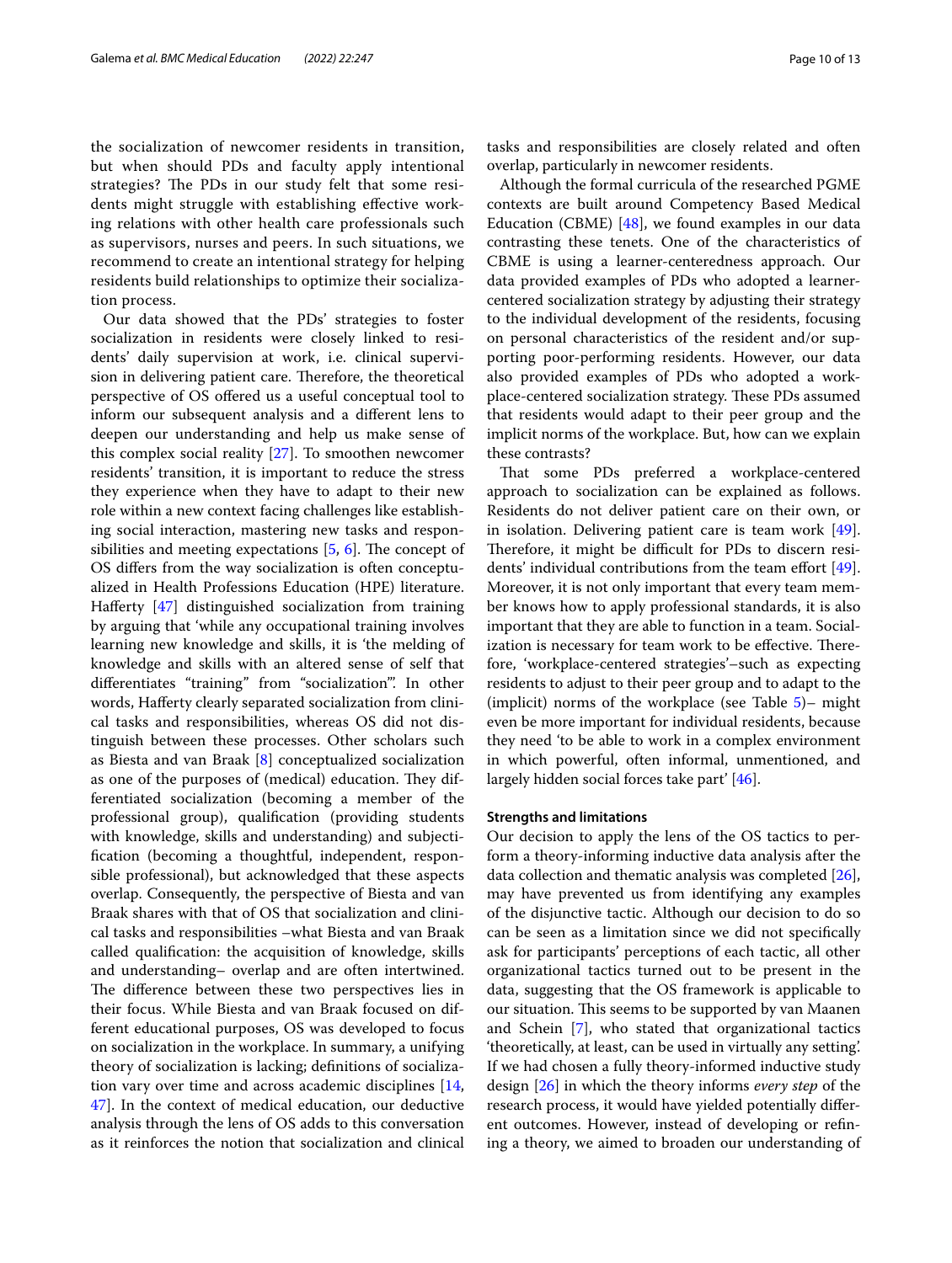the socialization of newcomer residents in transition, but when should PDs and faculty apply intentional strategies? The PDs in our study felt that some residents might struggle with establishing effective working relations with other health care professionals such as supervisors, nurses and peers. In such situations, we recommend to create an intentional strategy for helping residents build relationships to optimize their socialization process.

Our data showed that the PDs' strategies to foster socialization in residents were closely linked to residents' daily supervision at work, i.e. clinical supervision in delivering patient care. Therefore, the theoretical perspective of OS offered us a useful conceptual tool to inform our subsequent analysis and a different lens to deepen our understanding and help us make sense of this complex social reality [27]. To smoothen newcomer residents' transition, it is important to reduce the stress they experience when they have to adapt to their new role within a new context facing challenges like establishing social interaction, mastering new tasks and responsibilities and meeting expectations [5, 6]. The concept of OS differs from the way socialization is often conceptualized in Health Professions Education (HPE) literature. Hafferty [47] distinguished socialization from training by arguing that 'while any occupational training involves learning new knowledge and skills, it is 'the melding of knowledge and skills with an altered sense of self that differentiates "training" from "socialization"'. In other words, Hafferty clearly separated socialization from clinical tasks and responsibilities, whereas OS did not distinguish between these processes. Other scholars such as Biesta and van Braak [8] conceptualized socialization as one of the purposes of (medical) education. They differentiated socialization (becoming a member of the professional group), qualification (providing students with knowledge, skills and understanding) and subjectification (becoming a thoughtful, independent, responsible professional), but acknowledged that these aspects overlap. Consequently, the perspective of Biesta and van Braak shares with that of OS that socialization and clinical tasks and responsibilities –what Biesta and van Braak called qualification: the acquisition of knowledge, skills and understanding– overlap and are often intertwined. The difference between these two perspectives lies in their focus. While Biesta and van Braak focused on different educational purposes, OS was developed to focus on socialization in the workplace. In summary, a unifying theory of socialization is lacking; definitions of socialization vary over time and across academic disciplines [14, 47]. In the context of medical education, our deductive analysis through the lens of OS adds to this conversation as it reinforces the notion that socialization and clinical tasks and responsibilities are closely related and often overlap, particularly in newcomer residents.

Although the formal curricula of the researched PGME contexts are built around Competency Based Medical Education (CBME) [48], we found examples in our data contrasting these tenets. One of the characteristics of CBME is using a learner-centeredness approach. Our data provided examples of PDs who adopted a learner-centered socialization strategy by adjusting their strategy to the individual development of the residents, focusing on personal characteristics of the resident and/or supporting poor-performing residents. However, our data also provided examples of PDs who adopted a workplace-centered socialization strategy. These PDs assumed that residents would adapt to their peer group and the implicit norms of the workplace. But, how can we explain these contrasts?

That some PDs preferred a workplace-centered approach to socialization can be explained as follows. Residents do not deliver patient care on their own, or in isolation. Delivering patient care is team work [49]. Therefore, it might be difficult for PDs to discern residents' individual contributions from the team effort [49]. Moreover, it is not only important that every team member knows how to apply professional standards, it is also important that they are able to function in a team. Socialization is necessary for team work to be effective. Therefore, 'workplace-centered strategies'–such as expecting residents to adjust to their peer group and to adapt to the (implicit) norms of the workplace (see Table 5)– might even be more important for individual residents, because they need 'to be able to work in a complex environment in which powerful, often informal, unmentioned, and largely hidden social forces take part' [46].

### Strengths and limitations

Our decision to apply the lens of the OS tactics to perform a theory-informing inductive data analysis after the data collection and thematic analysis was completed [26], may have prevented us from identifying any examples of the disjunctive tactic. Although our decision to do so can be seen as a limitation since we did not specifically ask for participants' perceptions of each tactic, all other organizational tactics turned out to be present in the data, suggesting that the OS framework is applicable to our situation. This seems to be supported by van Maanen and Schein [7], who stated that organizational tactics 'theoretically, at least, can be used in virtually any setting.' If we had chosen a fully theory-informed inductive study design [26] in which the theory informs *every step* of the research process, it would have yielded potentially different outcomes. However, instead of developing or refining a theory, we aimed to broaden our understanding of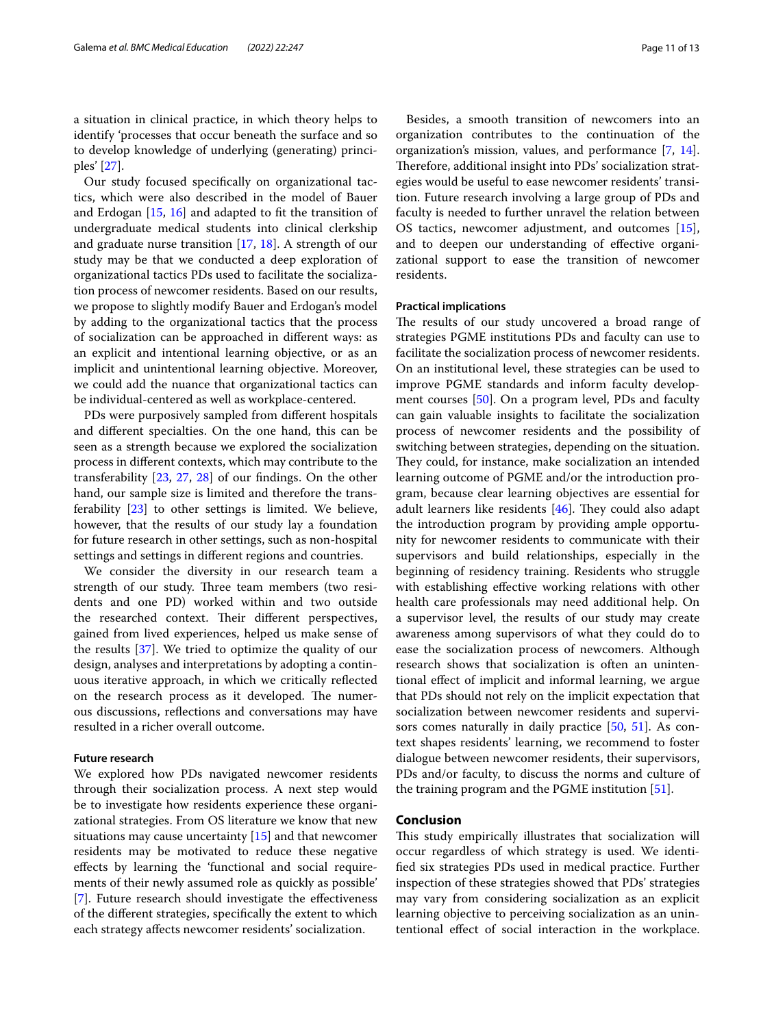a situation in clinical practice, in which theory helps to identify 'processes that occur beneath the surface and so to develop knowledge of underlying (generating) principles' [27].

Our study focused specifically on organizational tactics, which were also described in the model of Bauer and Erdogan [15, 16] and adapted to fit the transition of undergraduate medical students into clinical clerkship and graduate nurse transition [17, 18]. A strength of our study may be that we conducted a deep exploration of organizational tactics PDs used to facilitate the socialization process of newcomer residents. Based on our results, we propose to slightly modify Bauer and Erdogan's model by adding to the organizational tactics that the process of socialization can be approached in different ways: as an explicit and intentional learning objective, or as an implicit and unintentional learning objective. Moreover, we could add the nuance that organizational tactics can be individual-centered as well as workplace-centered.

PDs were purposively sampled from different hospitals and different specialties. On the one hand, this can be seen as a strength because we explored the socialization process in different contexts, which may contribute to the transferability [23, 27, 28] of our findings. On the other hand, our sample size is limited and therefore the transferability [23] to other settings is limited. We believe, however, that the results of our study lay a foundation for future research in other settings, such as non-hospital settings and settings in different regions and countries.

We consider the diversity in our research team a strength of our study. Three team members (two residents and one PD) worked within and two outside the researched context. Their different perspectives, gained from lived experiences, helped us make sense of the results [37]. We tried to optimize the quality of our design, analyses and interpretations by adopting a continuous iterative approach, in which we critically reflected on the research process as it developed. The numerous discussions, reflections and conversations may have resulted in a richer overall outcome.

#### Future research

We explored how PDs navigated newcomer residents through their socialization process. A next step would be to investigate how residents experience these organizational strategies. From OS literature we know that new situations may cause uncertainty [15] and that newcomer residents may be motivated to reduce these negative effects by learning the 'functional and social requirements of their newly assumed role as quickly as possible' [7]. Future research should investigate the effectiveness of the different strategies, specifically the extent to which each strategy affects newcomer residents' socialization.

Besides, a smooth transition of newcomers into an organization contributes to the continuation of the organization's mission, values, and performance [7, 14]. Therefore, additional insight into PDs' socialization strategies would be useful to ease newcomer residents' transition. Future research involving a large group of PDs and faculty is needed to further unravel the relation between OS tactics, newcomer adjustment, and outcomes [15], and to deepen our understanding of effective organizational support to ease the transition of newcomer residents.

#### Practical implications

The results of our study uncovered a broad range of strategies PGME institutions PDs and faculty can use to facilitate the socialization process of newcomer residents. On an institutional level, these strategies can be used to improve PGME standards and inform faculty development courses [50]. On a program level, PDs and faculty can gain valuable insights to facilitate the socialization process of newcomer residents and the possibility of switching between strategies, depending on the situation. They could, for instance, make socialization an intended learning outcome of PGME and/or the introduction program, because clear learning objectives are essential for adult learners like residents [46]. They could also adapt the introduction program by providing ample opportunity for newcomer residents to communicate with their supervisors and build relationships, especially in the beginning of residency training. Residents who struggle with establishing effective working relations with other health care professionals may need additional help. On a supervisor level, the results of our study may create awareness among supervisors of what they could do to ease the socialization process of newcomers. Although research shows that socialization is often an unintentional effect of implicit and informal learning, we argue that PDs should not rely on the implicit expectation that socialization between newcomer residents and supervisors comes naturally in daily practice [50, 51]. As context shapes residents' learning, we recommend to foster dialogue between newcomer residents, their supervisors, PDs and/or faculty, to discuss the norms and culture of the training program and the PGME institution [51].

## Conclusion

This study empirically illustrates that socialization will occur regardless of which strategy is used. We identified six strategies PDs used in medical practice. Further inspection of these strategies showed that PDs' strategies may vary from considering socialization as an explicit learning objective to perceiving socialization as an unintentional effect of social interaction in the workplace.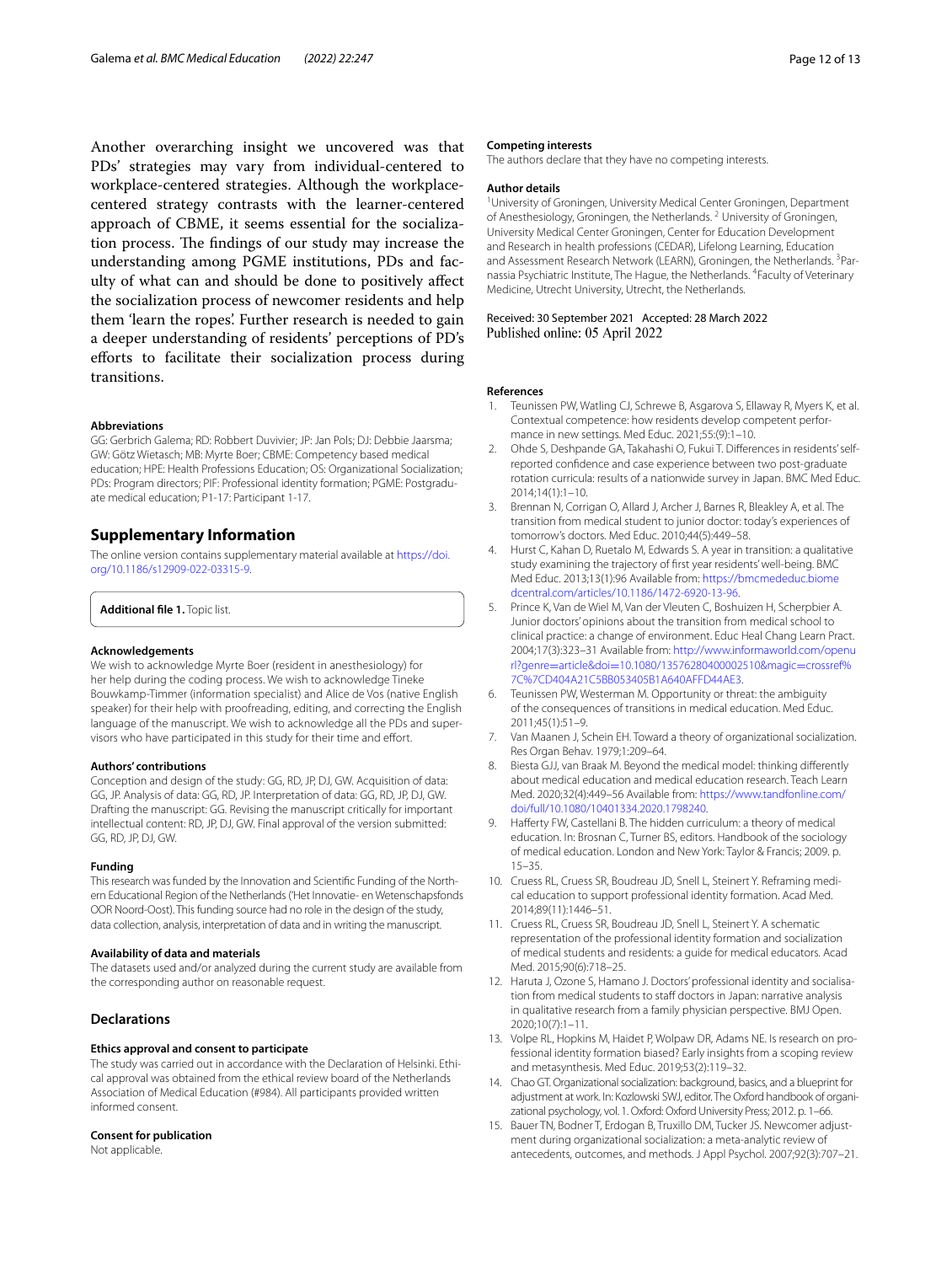Another overarching insight we uncovered was that PDs' strategies may vary from individual-centered to workplace-centered strategies. Although the workplace-centered strategy contrasts with the learner-centered approach of CBME, it seems essential for the socialization process. The findings of our study may increase the understanding among PGME institutions, PDs and faculty of what can and should be done to positively affect the socialization process of newcomer residents and help them 'learn the ropes'. Further research is needed to gain a deeper understanding of residents' perceptions of PD's efforts to facilitate their socialization process during transitions.

#### Abbreviations

GG: Gerbrich Galema; RD: Robbert Duvivier; JP: Jan Pols; DJ: Debbie Jaarsma; GW: Götz Wietasch; MB: Myrte Boer; CBME: Competency based medical education; HPE: Health Professions Education; OS: Organizational Socialization; PDs: Program directors; PIF: Professional identity formation; PGME: Postgraduate medical education; P1-17: Participant 1-17.

## Supplementary Information

The online version contains supplementary material available at https://doi.org/10.1186/s12909-022-03315-9.

**Additional file 1.** Topic list.

#### Acknowledgements

We wish to acknowledge Myrte Boer (resident in anesthesiology) for her help during the coding process. We wish to acknowledge Tineke Bouwkamp-Timmer (information specialist) and Alice de Vos (native English speaker) for their help with proofreading, editing, and correcting the English language of the manuscript. We wish to acknowledge all the PDs and supervisors who have participated in this study for their time and effort.

#### Authors' contributions

Conception and design of the study: GG, RD, JP, DJ, GW. Acquisition of data: GG, JP. Analysis of data: GG, RD, JP. Interpretation of data: GG, RD, JP, DJ, GW. Drafting the manuscript: GG. Revising the manuscript critically for important intellectual content: RD, JP, DJ, GW. Final approval of the version submitted: GG, RD, JP, DJ, GW.

#### Funding

This research was funded by the Innovation and Scientific Funding of the Northern Educational Region of the Netherlands ('Het Innovatie- en Wetenschapsfonds OOR Noord-Oost). This funding source had no role in the design of the study, data collection, analysis, interpretation of data and in writing the manuscript.

#### Availability of data and materials

The datasets used and/or analyzed during the current study are available from the corresponding author on reasonable request.

### Declarations

#### Ethics approval and consent to participate

The study was carried out in accordance with the Declaration of Helsinki. Ethical approval was obtained from the ethical review board of the Netherlands Association of Medical Education (#984). All participants provided written informed consent.

#### Consent for publication

Not applicable.

#### Competing interests

The authors declare that they have no competing interests.

#### Author details

[1]University of Groningen, University Medical Center Groningen, Department of Anesthesiology, Groningen, the Netherlands. [2] University of Groningen, University Medical Center Groningen, Center for Education Development and Research in health professions (CEDAR), Lifelong Learning, Education and Assessment Research Network (LEARN), Groningen, the Netherlands. [3]Parnassia Psychiatric Institute, The Hague, the Netherlands. [4]Faculty of Veterinary Medicine, Utrecht University, Utrecht, the Netherlands.

Received: 30 September 2021 Accepted: 28 March 2022
Published online: 05 April 2022

#### References

1. Teunissen PW, Watling CJ, Schrewe B, Asgarova S, Ellaway R, Myers K, et al. Contextual competence: how residents develop competent performance in new settings. Med Educ. 2021;55:(9):1–10.
2. Ohde S, Deshpande GA, Takahashi O, Fukui T. Differences in residents' self-reported confidence and case experience between two post-graduate rotation curricula: results of a nationwide survey in Japan. BMC Med Educ. 2014;14(1):1–10.
3. Brennan N, Corrigan O, Allard J, Archer J, Barnes R, Bleakley A, et al. The transition from medical student to junior doctor: today's experiences of tomorrow's doctors. Med Educ. 2010;44(5):449–58.
4. Hurst C, Kahan D, Ruetalo M, Edwards S. A year in transition: a qualitative study examining the trajectory of first year residents' well-being. BMC Med Educ. 2013;13(1):96 Available from: https://bmcmededuc.biomedcentral.com/articles/10.1186/1472-6920-13-96.
5. Prince K, Van de Wiel M, Van der Vleuten C, Boshuizen H, Scherpbier A. Junior doctors' opinions about the transition from medical school to clinical practice: a change of environment. Educ Heal Chang Learn Pract. 2004;17(3):323–31 Available from: http://www.informaworld.com/openurl?genre=article&doi=10.1080/13576280400002510&magic=crossref%7C%7CD404A21C5BB053405B1A640AFFD44AE3.
6. Teunissen PW, Westerman M. Opportunity or threat: the ambiguity of the consequences of transitions in medical education. Med Educ. 2011;45(1):51–9.
7. Van Maanen J, Schein EH. Toward a theory of organizational socialization. Res Organ Behav. 1979;1:209–64.
8. Biesta GJJ, van Braak M. Beyond the medical model: thinking differently about medical education and medical education research. Teach Learn Med. 2020;32(4):449–56 Available from: https://www.tandfonline.com/doi/full/10.1080/10401334.2020.1798240.
9. Hafferty FW, Castellani B. The hidden curriculum: a theory of medical education. In: Brosnan C, Turner BS, editors. Handbook of the sociology of medical education. London and New York: Taylor & Francis; 2009. p. 15–35.
10. Cruess RL, Cruess SR, Boudreau JD, Snell L, Steinert Y. Reframing medical education to support professional identity formation. Acad Med. 2014;89(11):1446–51.
11. Cruess RL, Cruess SR, Boudreau JD, Snell L, Steinert Y. A schematic representation of the professional identity formation and socialization of medical students and residents: a guide for medical educators. Acad Med. 2015;90(6):718–25.
12. Haruta J, Ozone S, Hamano J. Doctors' professional identity and socialization from medical students to staff doctors in Japan: narrative analysis in qualitative research from a family physician perspective. BMJ Open. 2020;10(7):1–11.
13. Volpe RL, Hopkins M, Haidet P, Wolpaw DR, Adams NE. Is research on professional identity formation biased? Early insights from a scoping review and metasynthesis. Med Educ. 2019;53(2):119–32.
14. Chao GT. Organizational socialization: background, basics, and a blueprint for adjustment at work. In: Kozlowski SWJ, editor. The Oxford handbook of organizational psychology, vol. 1. Oxford: Oxford University Press; 2012. p. 1–66.
15. Bauer TN, Bodner T, Erdogan B, Truxillo DM, Tucker JS. Newcomer adjustment during organizational socialization: a meta-analytic review of antecedents, outcomes, and methods. J Appl Psychol. 2007;92(3):707–21.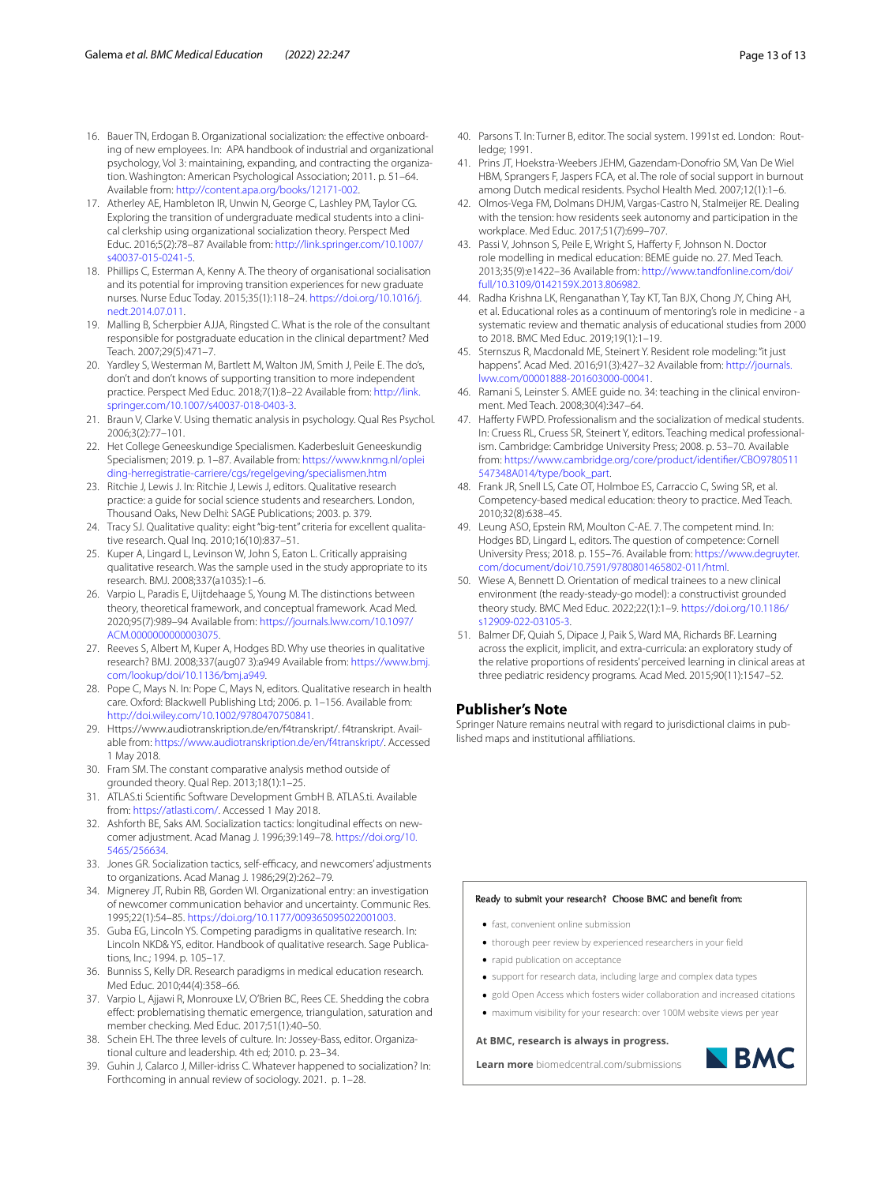16. Bauer TN, Erdogan B. Organizational socialization: the effective onboarding of new employees. In: APA handbook of industrial and organizational psychology, Vol 3: maintaining, expanding, and contracting the organization. Washington: American Psychological Association; 2011. p. 51–64. Available from: http://content.apa.org/books/12171-002.
17. Atherley AE, Hambleton IR, Unwin N, George C, Lashley PM, Taylor CG. Exploring the transition of undergraduate medical students into a clinical clerkship using organizational socialization theory. Perspect Med Educ. 2016;5(2):78–87 Available from: http://link.springer.com/10.1007/s40037-015-0241-5.
18. Phillips C, Esterman A, Kenny A. The theory of organisational socialisation and its potential for improving transition experiences for new graduate nurses. Nurse Educ Today. 2015;35(1):118–24. https://doi.org/10.1016/j.nedt.2014.07.011.
19. Malling B, Scherpbier AJJA, Ringsted C. What is the role of the consultant responsible for postgraduate education in the clinical department? Med Teach. 2007;29(5):471–7.
20. Yardley S, Westerman M, Bartlett M, Walton JM, Smith J, Peile E. The do's, don't and don't knows of supporting transition to more independent practice. Perspect Med Educ. 2018;7(1):8–22 Available from: http://link.springer.com/10.1007/s40037-018-0403-3.
21. Braun V, Clarke V. Using thematic analysis in psychology. Qual Res Psychol. 2006;3(2):77–101.
22. Het College Geneeskundige Specialismen. Kaderbesluit Geneeskundig Specialismen; 2019. p. 1–87. Available from: https://www.knmg.nl/opleiding-herregistratie-carriere/cgs/regelgeving/specialismen.htm
23. Ritchie J, Lewis J. In: Ritchie J, Lewis J, editors. Qualitative research practice: a guide for social science students and researchers. London, Thousand Oaks, New Delhi: SAGE Publications; 2003. p. 379.
24. Tracy SJ. Qualitative quality: eight "big-tent" criteria for excellent qualitative research. Qual Inq. 2010;16(10):837–51.
25. Kuper A, Lingard L, Levinson W, John S, Eaton L. Critically appraising qualitative research. Was the sample used in the study appropriate to its research. BMJ. 2008;337(a1035):1–6.
26. Varpio L, Paradis E, Uijtdehaage S, Young M. The distinctions between theory, theoretical framework, and conceptual framework. Acad Med. 2020;95(7):989–94 Available from: https://journals.lww.com/10.1097/ACM.0000000000003075.
27. Reeves S, Albert M, Kuper A, Hodges BD. Why use theories in qualitative research? BMJ. 2008;337(aug07 3):a949 Available from: https://www.bmj.com/lookup/doi/10.1136/bmj.a949.
28. Pope C, Mays N. In: Pope C, Mays N, editors. Qualitative research in health care. Oxford: Blackwell Publishing Ltd; 2006. p. 1–156. Available from: http://doi.wiley.com/10.1002/9780470750841.
29. Https://www.audiotranskription.de/en/f4transkript/. f4transkript. Available from: https://www.audiotranskription.de/en/f4transkript/. Accessed 1 May 2018.
30. Fram SM. The constant comparative analysis method outside of grounded theory. Qual Rep. 2013;18(1):1–25.
31. ATLAS.ti Scientific Software Development GmbH B. ATLAS.ti. Available from: https://atlasti.com/. Accessed 1 May 2018.
32. Ashforth BE, Saks AM. Socialization tactics: longitudinal effects on newcomer adjustment. Acad Manag J. 1996;39:149–78. https://doi.org/10.5465/256634.
33. Jones GR. Socialization tactics, self-efficacy, and newcomers' adjustments to organizations. Acad Manag J. 1986;29(2):262–79.
34. Mignerey JT, Rubin RB, Gorden WI. Organizational entry: an investigation of newcomer communication behavior and uncertainty. Communic Res. 1995;22(1):54–85. https://doi.org/10.1177/009365095022001003.
35. Guba EG, Lincoln YS. Competing paradigms in qualitative research. In: Lincoln NKD& YS, editor. Handbook of qualitative research. Sage Publications, Inc.; 1994. p. 105–17.
36. Bunniss S, Kelly DR. Research paradigms in medical education research. Med Educ. 2010;44(4):358–66.
37. Varpio L, Ajjawi R, Monrouxe LV, O'Brien BC, Rees CE. Shedding the cobra effect: problematising thematic emergence, triangulation, saturation and member checking. Med Educ. 2017;51(1):40–50.
38. Schein EH. The three levels of culture. In: Jossey-Bass, editor. Organizational culture and leadership. 4th ed; 2010. p. 23–34.
39. Guhin J, Calarco J, Miller-idriss C. Whatever happened to socialization? In: Forthcoming in annual review of sociology. 2021. p. 1–28.
40. Parsons T. In: Turner B, editor. The social system. 1991st ed. London: Routledge; 1991.
41. Prins JT, Hoekstra-Weebers JEHM, Gazendam-Donofrio SM, Van De Wiel HBM, Sprangers F, Jaspers FCA, et al. The role of social support in burnout among Dutch medical residents. Psychol Health Med. 2007;12(1):1–6.
42. Olmos-Vega FM, Dolmans DHJM, Vargas-Castro N, Stalmeijer RE. Dealing with the tension: how residents seek autonomy and participation in the workplace. Med Educ. 2017;51(7):699–707.
43. Passi V, Johnson S, Peile E, Wright S, Hafferty F, Johnson N. Doctor role modelling in medical education: BEME guide no. 27. Med Teach. 2013;35(9):e1422–36 Available from: http://www.tandfonline.com/doi/full/10.3109/0142159X.2013.806982.
44. Radha Krishna LK, Renganathan Y, Tay KT, Tan BJX, Chong JY, Ching AH, et al. Educational roles as a continuum of mentoring's role in medicine - a systematic review and thematic analysis of educational studies from 2000 to 2018. BMC Med Educ. 2019;19(1):1–19.
45. Sternszus R, Macdonald ME, Steinert Y. Resident role modeling: "it just happens". Acad Med. 2016;91(3):427–32 Available from: http://journals.lww.com/00001888-201603000-00041.
46. Ramani S, Leinster S. AMEE guide no. 34: teaching in the clinical environment. Med Teach. 2008;30(4):347–64.
47. Hafferty FWPD. Professionalism and the socialization of medical students. In: Cruess RL, Cruess SR, Steinert Y, editors. Teaching medical professionalism. Cambridge: Cambridge University Press; 2008. p. 53–70. Available from: https://www.cambridge.org/core/product/identifier/CBO9780511547348A014/type/book_part.
48. Frank JR, Snell LS, Cate OT, Holmboe ES, Carraccio C, Swing SR, et al. Competency-based medical education: theory to practice. Med Teach. 2010;32(8):638–45.
49. Leung ASO, Epstein RM, Moulton C-AE. 7. The competent mind. In: Hodges BD, Lingard L, editors. The question of competence: Cornell University Press; 2018. p. 155–76. Available from: https://www.degruyter.com/document/doi/10.7591/9780801465802-011/html.
50. Wiese A, Bennett D. Orientation of medical trainees to a new clinical environment (the ready-steady-go model): a constructivist grounded theory study. BMC Med Educ. 2022;22(1):1–9. https://doi.org/10.1186/s12909-022-03105-3.
51. Balmer DF, Quiah S, Dipace J, Paik S, Ward MA, Richards BF. Learning across the explicit, implicit, and extra-curricula: an exploratory study of the relative proportions of residents' perceived learning in clinical areas at three pediatric residency programs. Acad Med. 2015;90(11):1547–52.

## Publisher's Note

Springer Nature remains neutral with regard to jurisdictional claims in published maps and institutional affiliations.

Ready to submit your research? Choose BMC and benefit from:

- fast, convenient online submission
- thorough peer review by experienced researchers in your field
- rapid publication on acceptance
- support for research data, including large and complex data types
- gold Open Access which fosters wider collaboration and increased citations
- maximum visibility for your research: over 100M website views per year

**At BMC, research is always in progress.**

**Learn more** biomedcentral.com/submissions